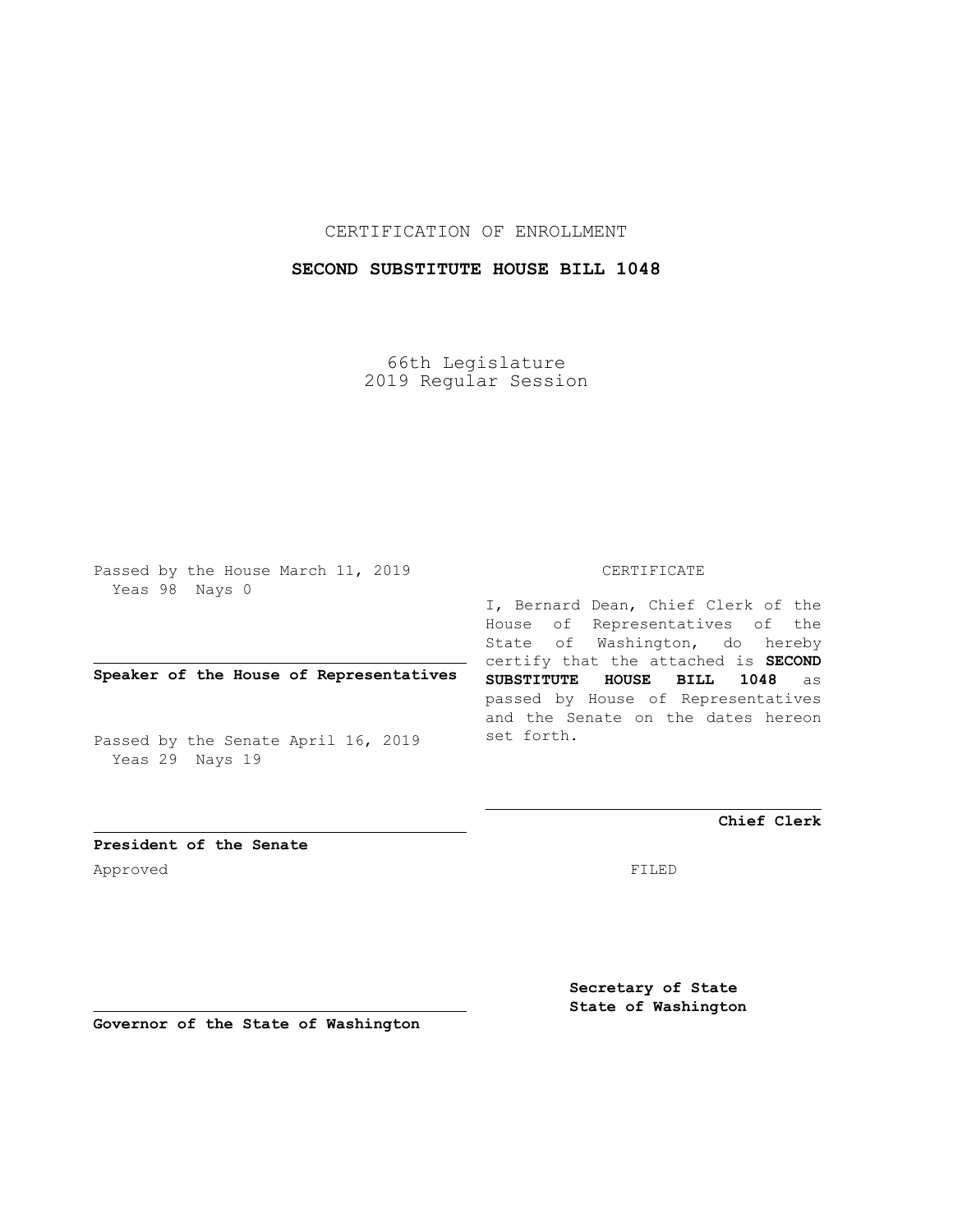CERTIFICATION OF ENROLLMENT

**SECOND SUBSTITUTE HOUSE BILL 1048**

66th Legislature
2019 Regular Session

Passed by the House March 11, 2019
Yeas 98 Nays 0

**Speaker of the House of Representatives**

Passed by the Senate April 16, 2019
Yeas 29 Nays 19

**President of the Senate**

Approved

**Governor of the State of Washington**

CERTIFICATE

I, Bernard Dean, Chief Clerk of the House of Representatives of the State of Washington, do hereby certify that the attached is **SECOND SUBSTITUTE HOUSE BILL 1048** as passed by House of Representatives and the Senate on the dates hereon set forth.

**Chief Clerk**

FILED

**Secretary of State**
**State of Washington**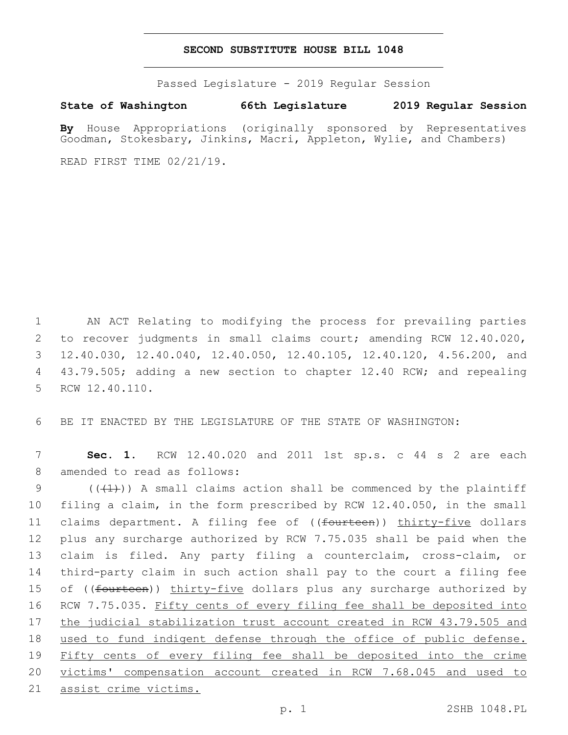# SECOND SUBSTITUTE HOUSE BILL 1048

Passed Legislature - 2019 Regular Session

**State of Washington 66th Legislature 2019 Regular Session**

**By** House Appropriations (originally sponsored by Representatives Goodman, Stokesbary, Jinkins, Macri, Appleton, Wylie, and Chambers)

READ FIRST TIME 02/21/19.

1 AN ACT Relating to modifying the process for prevailing parties
2 to recover judgments in small claims court; amending RCW 12.40.020,
3 12.40.030, 12.40.040, 12.40.050, 12.40.105, 12.40.120, 4.56.200, and
4 43.79.505; adding a new section to chapter 12.40 RCW; and repealing
5 RCW 12.40.110.

6 BE IT ENACTED BY THE LEGISLATURE OF THE STATE OF WASHINGTON:

7 **Sec. 1.** RCW 12.40.020 and 2011 1st sp.s. c 44 s 2 are each
8 amended to read as follows:

9 ((~~(1)~~)) A small claims action shall be commenced by the plaintiff
10 filing a claim, in the form prescribed by RCW 12.40.050, in the small
11 claims department. A filing fee of ((~~fourteen~~)) <u>thirty-five</u> dollars
12 plus any surcharge authorized by RCW 7.75.035 shall be paid when the
13 claim is filed. Any party filing a counterclaim, cross-claim, or
14 third-party claim in such action shall pay to the court a filing fee
15 of ((~~fourteen~~)) <u>thirty-five</u> dollars plus any surcharge authorized by
16 RCW 7.75.035. <u>Fifty cents of every filing fee shall be deposited into</u>
17 <u>the judicial stabilization trust account created in RCW 43.79.505 and</u>
18 <u>used to fund indigent defense through the office of public defense.</u>
19 <u>Fifty cents of every filing fee shall be deposited into the crime</u>
20 <u>victims' compensation account created in RCW 7.68.045 and used to</u>
21 <u>assist crime victims.</u>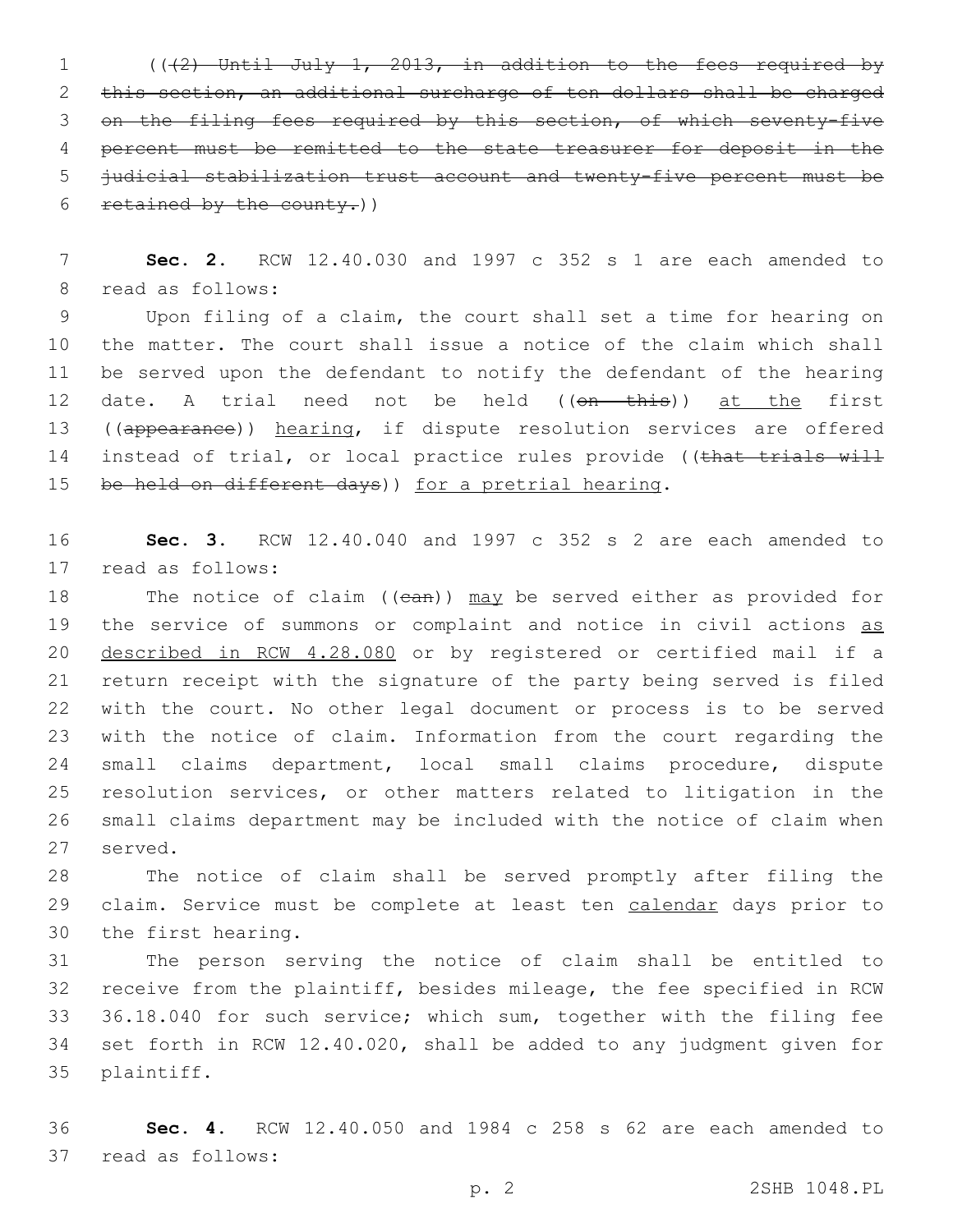(((2) Until July 1, 2013, in addition to the fees required by this section, an additional surcharge of ten dollars shall be charged on the filing fees required by this section, of which seventy-five percent must be remitted to the state treasurer for deposit in the judicial stabilization trust account and twenty-five percent must be retained by the county.))

**Sec. 2.** RCW 12.40.030 and 1997 c 352 s 1 are each amended to read as follows:

Upon filing of a claim, the court shall set a time for hearing on the matter. The court shall issue a notice of the claim which shall be served upon the defendant to notify the defendant of the hearing date. A trial need not be held ((on this)) at the first ((appearance)) hearing, if dispute resolution services are offered instead of trial, or local practice rules provide ((that trials will be held on different days)) for a pretrial hearing.

**Sec. 3.** RCW 12.40.040 and 1997 c 352 s 2 are each amended to read as follows:

The notice of claim ((can)) may be served either as provided for the service of summons or complaint and notice in civil actions as described in RCW 4.28.080 or by registered or certified mail if a return receipt with the signature of the party being served is filed with the court. No other legal document or process is to be served with the notice of claim. Information from the court regarding the small claims department, local small claims procedure, dispute resolution services, or other matters related to litigation in the small claims department may be included with the notice of claim when served.

The notice of claim shall be served promptly after filing the claim. Service must be complete at least ten calendar days prior to the first hearing.

The person serving the notice of claim shall be entitled to receive from the plaintiff, besides mileage, the fee specified in RCW 36.18.040 for such service; which sum, together with the filing fee set forth in RCW 12.40.020, shall be added to any judgment given for plaintiff.

**Sec. 4.** RCW 12.40.050 and 1984 c 258 s 62 are each amended to read as follows: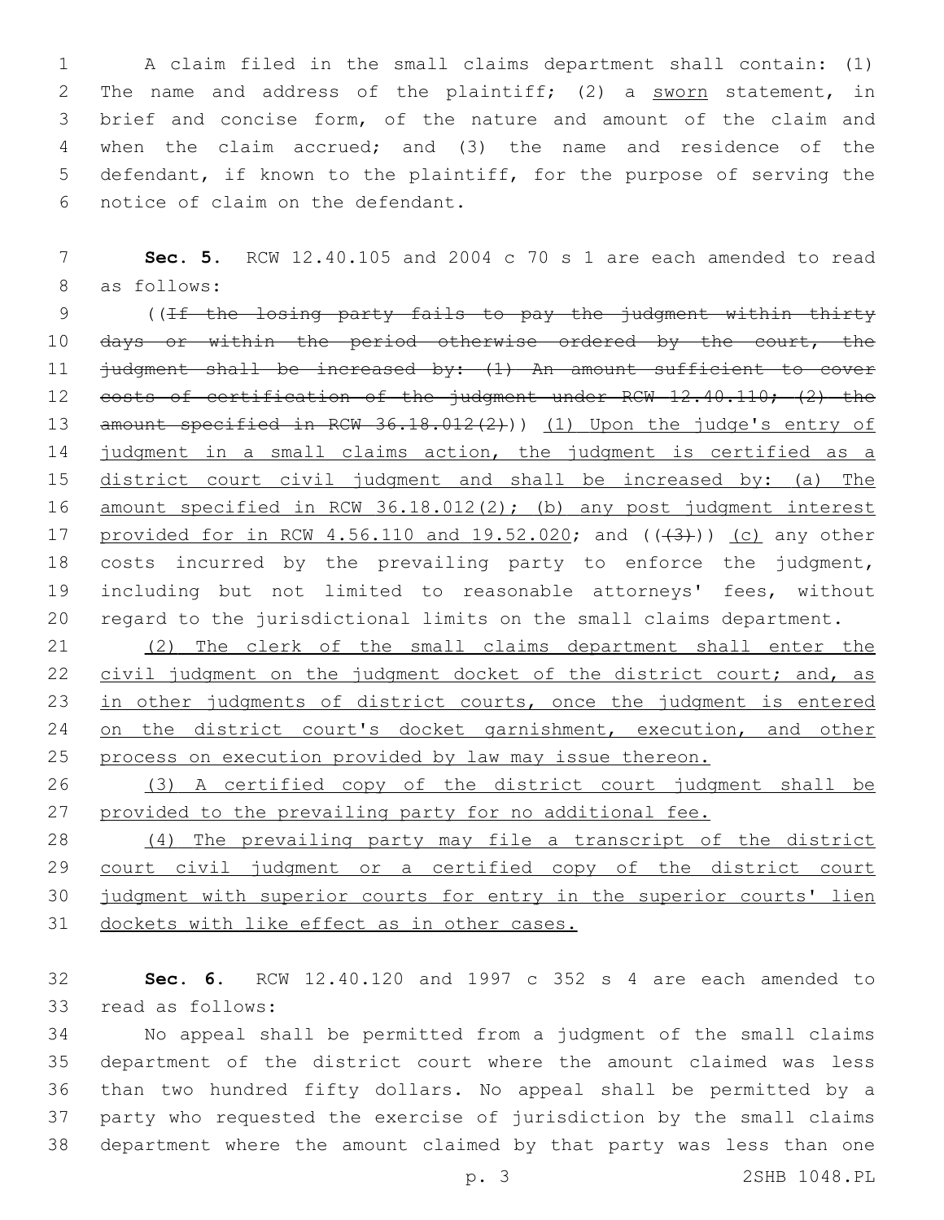A claim filed in the small claims department shall contain: (1) The name and address of the plaintiff; (2) a sworn statement, in brief and concise form, of the nature and amount of the claim and when the claim accrued; and (3) the name and residence of the defendant, if known to the plaintiff, for the purpose of serving the notice of claim on the defendant.

**Sec. 5.** RCW 12.40.105 and 2004 c 70 s 1 are each amended to read as follows:

((~~If the losing party fails to pay the judgment within thirty days or within the period otherwise ordered by the court, the judgment shall be increased by: (1) An amount sufficient to cover costs of certification of the judgment under RCW 12.40.110; (2) the amount specified in RCW 36.18.012(2)~~)) (1) Upon the judge's entry of judgment in a small claims action, the judgment is certified as a district court civil judgment and shall be increased by: (a) The amount specified in RCW 36.18.012(2); (b) any post judgment interest provided for in RCW 4.56.110 and 19.52.020; and ((~~(3)~~)) (c) any other costs incurred by the prevailing party to enforce the judgment, including but not limited to reasonable attorneys' fees, without regard to the jurisdictional limits on the small claims department.

(2) The clerk of the small claims department shall enter the civil judgment on the judgment docket of the district court; and, as in other judgments of district courts, once the judgment is entered on the district court's docket garnishment, execution, and other process on execution provided by law may issue thereon.

(3) A certified copy of the district court judgment shall be provided to the prevailing party for no additional fee.

(4) The prevailing party may file a transcript of the district court civil judgment or a certified copy of the district court judgment with superior courts for entry in the superior courts' lien dockets with like effect as in other cases.

**Sec. 6.** RCW 12.40.120 and 1997 c 352 s 4 are each amended to read as follows:

No appeal shall be permitted from a judgment of the small claims department of the district court where the amount claimed was less than two hundred fifty dollars. No appeal shall be permitted by a party who requested the exercise of jurisdiction by the small claims department where the amount claimed by that party was less than one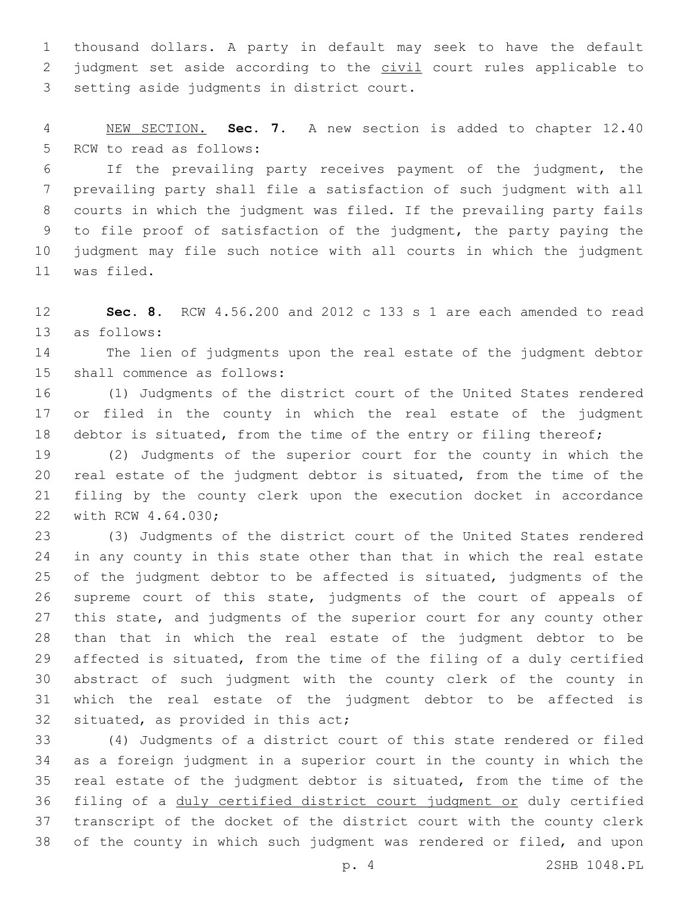thousand dollars. A party in default may seek to have the default judgment set aside according to the <u>civil</u> court rules applicable to setting aside judgments in district court.

<u>NEW SECTION.</u> **Sec. 7.** A new section is added to chapter 12.40 RCW to read as follows:

If the prevailing party receives payment of the judgment, the prevailing party shall file a satisfaction of such judgment with all courts in which the judgment was filed. If the prevailing party fails to file proof of satisfaction of the judgment, the party paying the judgment may file such notice with all courts in which the judgment was filed.

**Sec. 8.** RCW 4.56.200 and 2012 c 133 s 1 are each amended to read as follows:

The lien of judgments upon the real estate of the judgment debtor shall commence as follows:

(1) Judgments of the district court of the United States rendered or filed in the county in which the real estate of the judgment debtor is situated, from the time of the entry or filing thereof;

(2) Judgments of the superior court for the county in which the real estate of the judgment debtor is situated, from the time of the filing by the county clerk upon the execution docket in accordance with RCW 4.64.030;

(3) Judgments of the district court of the United States rendered in any county in this state other than that in which the real estate of the judgment debtor to be affected is situated, judgments of the supreme court of this state, judgments of the court of appeals of this state, and judgments of the superior court for any county other than that in which the real estate of the judgment debtor to be affected is situated, from the time of the filing of a duly certified abstract of such judgment with the county clerk of the county in which the real estate of the judgment debtor to be affected is situated, as provided in this act;

(4) Judgments of a district court of this state rendered or filed as a foreign judgment in a superior court in the county in which the real estate of the judgment debtor is situated, from the time of the filing of a <u>duly certified district court judgment or</u> duly certified transcript of the docket of the district court with the county clerk of the county in which such judgment was rendered or filed, and upon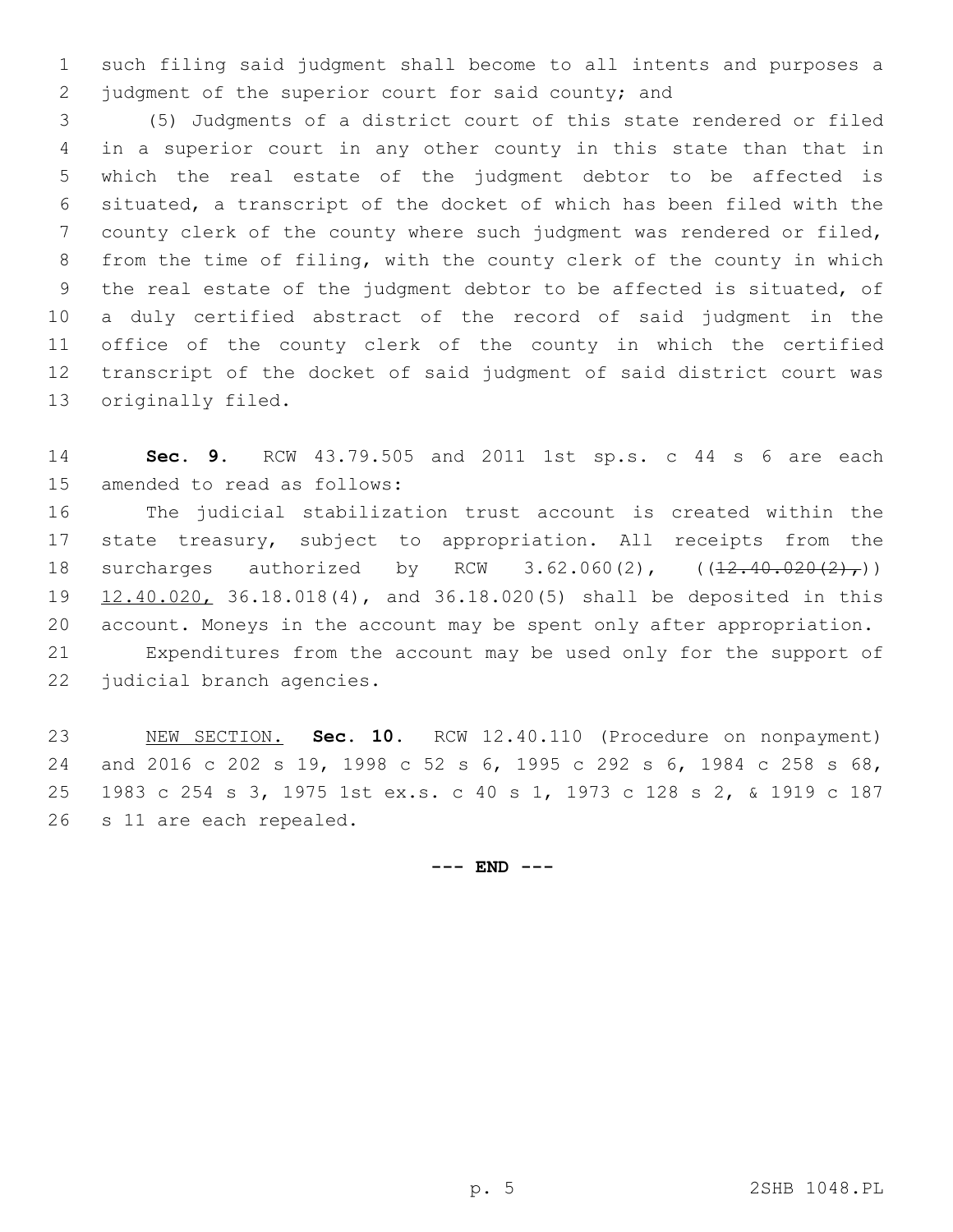such filing said judgment shall become to all intents and purposes a judgment of the superior court for said county; and

(5) Judgments of a district court of this state rendered or filed in a superior court in any other county in this state than that in which the real estate of the judgment debtor to be affected is situated, a transcript of the docket of which has been filed with the county clerk of the county where such judgment was rendered or filed, from the time of filing, with the county clerk of the county in which the real estate of the judgment debtor to be affected is situated, of a duly certified abstract of the record of said judgment in the office of the county clerk of the county in which the certified transcript of the docket of said judgment of said district court was originally filed.

**Sec. 9.** RCW 43.79.505 and 2011 1st sp.s. c 44 s 6 are each amended to read as follows:

The judicial stabilization trust account is created within the state treasury, subject to appropriation. All receipts from the surcharges authorized by RCW 3.62.060(2), ((~~12.40.020(2),~~)) <u>12.40.020,</u> 36.18.018(4), and 36.18.020(5) shall be deposited in this account. Moneys in the account may be spent only after appropriation. Expenditures from the account may be used only for the support of judicial branch agencies.

<u>NEW SECTION.</u> **Sec. 10.** RCW 12.40.110 (Procedure on nonpayment) and 2016 c 202 s 19, 1998 c 52 s 6, 1995 c 292 s 6, 1984 c 258 s 68, 1983 c 254 s 3, 1975 1st ex.s. c 40 s 1, 1973 c 128 s 2, & 1919 c 187 s 11 are each repealed.

**--- END ---**